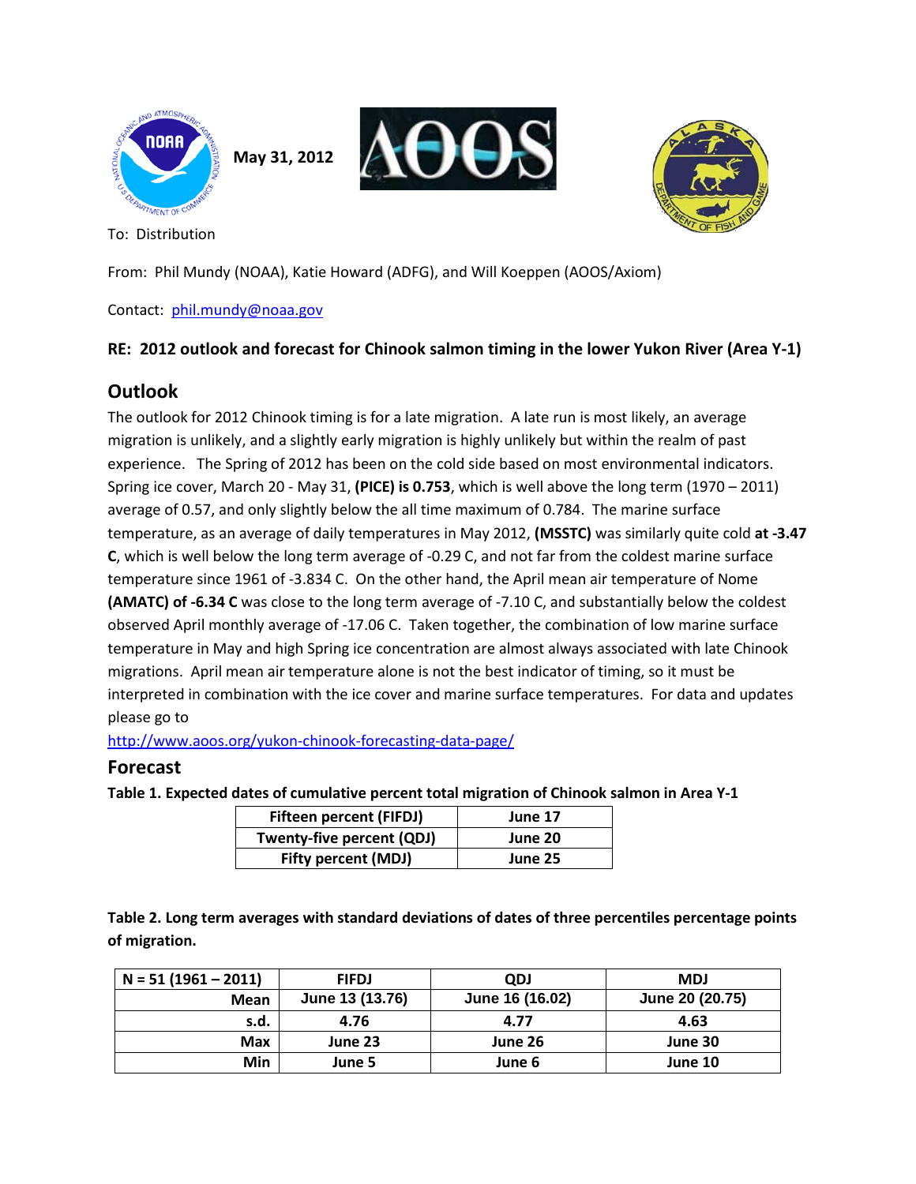May 31, 2012

To: Distribution

From: Phil Mundy (NOAA), Katie Howard (ADFG), and Will Koeppen (AOOS/Axiom)

Contact: phil.mundy@noaa.gov

**RE: 2012 outlook and forecast for Chinook salmon timing in the lower Yukon River (Area Y-1)**

## Outlook

The outlook for 2012 Chinook timing is for a late migration. A late run is most likely, an average migration is unlikely, and a slightly early migration is highly unlikely but within the realm of past experience. The Spring of 2012 has been on the cold side based on most environmental indicators. Spring ice cover, March 20 - May 31, **(PICE) is 0.753**, which is well above the long term (1970 – 2011) average of 0.57, and only slightly below the all time maximum of 0.784. The marine surface temperature, as an average of daily temperatures in May 2012, **(MSSTC)** was similarly quite cold **at -3.47 C**, which is well below the long term average of -0.29 C, and not far from the coldest marine surface temperature since 1961 of -3.834 C. On the other hand, the April mean air temperature of Nome **(AMATC) of -6.34 C** was close to the long term average of -7.10 C, and substantially below the coldest observed April monthly average of -17.06 C. Taken together, the combination of low marine surface temperature in May and high Spring ice concentration are almost always associated with late Chinook migrations. April mean air temperature alone is not the best indicator of timing, so it must be interpreted in combination with the ice cover and marine surface temperatures. For data and updates please go to

http://www.aoos.org/yukon-chinook-forecasting-data-page/

## Forecast

**Table 1. Expected dates of cumulative percent total migration of Chinook salmon in Area Y-1**

| | |
|---|---|
| **Fifteen percent (FIFDJ)** | **June 17** |
| **Twenty-five percent (QDJ)** | **June 20** |
| **Fifty percent (MDJ)** | **June 25** |

**Table 2. Long term averages with standard deviations of dates of three percentiles percentage points of migration.**

| N = 51 (1961 – 2011) | FIFDJ | QDJ | MDJ |
|---|---|---|---|
| **Mean** | **June 13 (13.76)** | **June 16 (16.02)** | **June 20 (20.75)** |
| **s.d.** | **4.76** | **4.77** | **4.63** |
| **Max** | **June 23** | **June 26** | **June 30** |
| **Min** | **June 5** | **June 6** | **June 10** |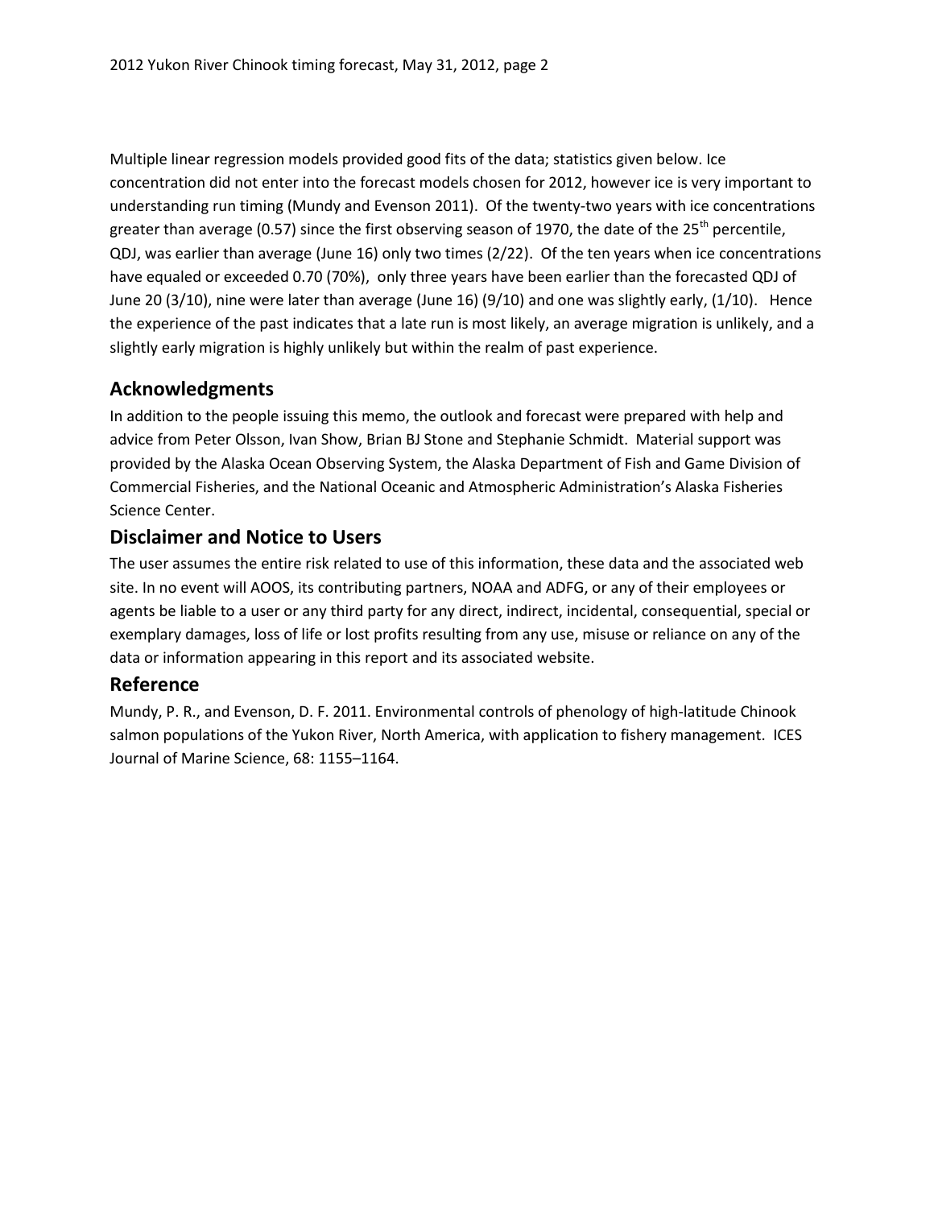Multiple linear regression models provided good fits of the data; statistics given below. Ice concentration did not enter into the forecast models chosen for 2012, however ice is very important to understanding run timing (Mundy and Evenson 2011). Of the twenty-two years with ice concentrations greater than average (0.57) since the first observing season of 1970, the date of the 25$^{th}$ percentile, QDJ, was earlier than average (June 16) only two times (2/22). Of the ten years when ice concentrations have equaled or exceeded 0.70 (70%), only three years have been earlier than the forecasted QDJ of June 20 (3/10), nine were later than average (June 16) (9/10) and one was slightly early, (1/10). Hence the experience of the past indicates that a late run is most likely, an average migration is unlikely, and a slightly early migration is highly unlikely but within the realm of past experience.

## Acknowledgments

In addition to the people issuing this memo, the outlook and forecast were prepared with help and advice from Peter Olsson, Ivan Show, Brian BJ Stone and Stephanie Schmidt. Material support was provided by the Alaska Ocean Observing System, the Alaska Department of Fish and Game Division of Commercial Fisheries, and the National Oceanic and Atmospheric Administration's Alaska Fisheries Science Center.

## Disclaimer and Notice to Users

The user assumes the entire risk related to use of this information, these data and the associated web site. In no event will AOOS, its contributing partners, NOAA and ADFG, or any of their employees or agents be liable to a user or any third party for any direct, indirect, incidental, consequential, special or exemplary damages, loss of life or lost profits resulting from any use, misuse or reliance on any of the data or information appearing in this report and its associated website.

## Reference

Mundy, P. R., and Evenson, D. F. 2011. Environmental controls of phenology of high-latitude Chinook salmon populations of the Yukon River, North America, with application to fishery management. ICES Journal of Marine Science, 68: 1155–1164.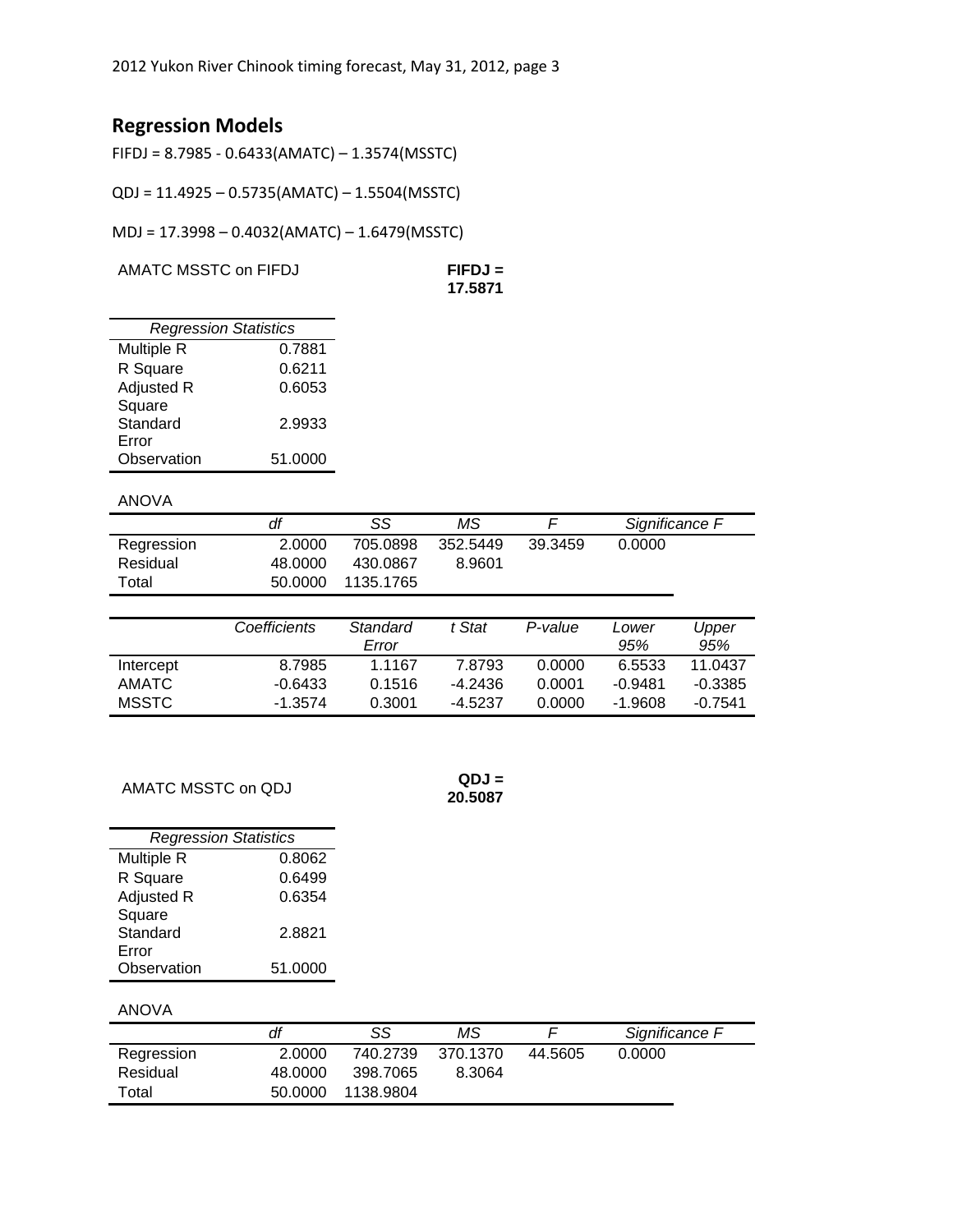## Regression Models

FIFDJ = 8.7985 - 0.6433(AMATC) – 1.3574(MSSTC)

QDJ = 11.4925 – 0.5735(AMATC) – 1.5504(MSSTC)

MDJ = 17.3998 – 0.4032(AMATC) – 1.6479(MSSTC)

AMATC MSSTC on FIFDJ

**FIFDJ = 17.5871**

| *Regression Statistics* | |
|---|---|
| Multiple R | 0.7881 |
| R Square | 0.6211 |
| Adjusted R Square | 0.6053 |
| Standard Error | 2.9933 |
| Observation | 51.0000 |

ANOVA

| | *df* | *SS* | *MS* | *F* | *Significance F* |
|---|---|---|---|---|---|
| Regression | 2.0000 | 705.0898 | 352.5449 | 39.3459 | 0.0000 |
| Residual | 48.0000 | 430.0867 | 8.9601 | | |
| Total | 50.0000 | 1135.1765 | | | |

| | *Coefficients* | *Standard Error* | *t Stat* | *P-value* | *Lower 95%* | *Upper 95%* |
|---|---|---|---|---|---|---|
| Intercept | 8.7985 | 1.1167 | 7.8793 | 0.0000 | 6.5533 | 11.0437 |
| AMATC | -0.6433 | 0.1516 | -4.2436 | 0.0001 | -0.9481 | -0.3385 |
| MSSTC | -1.3574 | 0.3001 | -4.5237 | 0.0000 | -1.9608 | -0.7541 |

AMATC MSSTC on QDJ

**QDJ = 20.5087**

| *Regression Statistics* | |
|---|---|
| Multiple R | 0.8062 |
| R Square | 0.6499 |
| Adjusted R Square | 0.6354 |
| Standard Error | 2.8821 |
| Observation | 51.0000 |

ANOVA

| | *df* | *SS* | *MS* | *F* | *Significance F* |
|---|---|---|---|---|---|
| Regression | 2.0000 | 740.2739 | 370.1370 | 44.5605 | 0.0000 |
| Residual | 48.0000 | 398.7065 | 8.3064 | | |
| Total | 50.0000 | 1138.9804 | | | |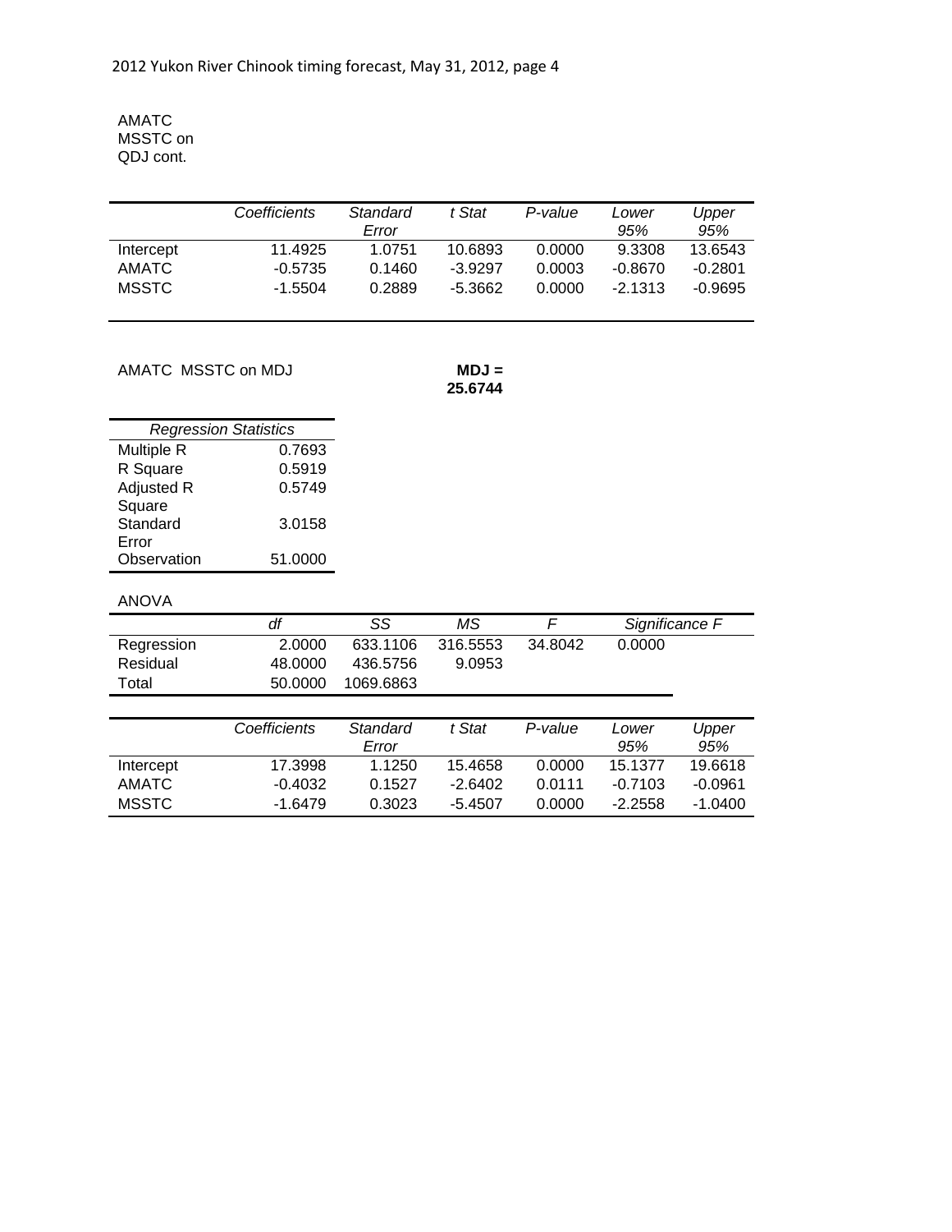AMATC
MSSTC on
QDJ cont.

| | *Coefficients* | *Standard Error* | *t Stat* | *P-value* | *Lower 95%* | *Upper 95%* |
|---|---|---|---|---|---|---|
| Intercept | 11.4925 | 1.0751 | 10.6893 | 0.0000 | 9.3308 | 13.6543 |
| AMATC | -0.5735 | 0.1460 | -3.9297 | 0.0003 | -0.8670 | -0.2801 |
| MSSTC | -1.5504 | 0.2889 | -5.3662 | 0.0000 | -2.1313 | -0.9695 |

AMATC MSSTC on MDJ

**MDJ = 25.6744**

| *Regression Statistics* | |
|---|---|
| Multiple R | 0.7693 |
| R Square | 0.5919 |
| Adjusted R Square | 0.5749 |
| Standard Error | 3.0158 |
| Observation | 51.0000 |

ANOVA

| | *df* | *SS* | *MS* | *F* | *Significance F* |
|---|---|---|---|---|---|
| Regression | 2.0000 | 633.1106 | 316.5553 | 34.8042 | 0.0000 |
| Residual | 48.0000 | 436.5756 | 9.0953 | | |
| Total | 50.0000 | 1069.6863 | | | |

| | *Coefficients* | *Standard Error* | *t Stat* | *P-value* | *Lower 95%* | *Upper 95%* |
|---|---|---|---|---|---|---|
| Intercept | 17.3998 | 1.1250 | 15.4658 | 0.0000 | 15.1377 | 19.6618 |
| AMATC | -0.4032 | 0.1527 | -2.6402 | 0.0111 | -0.7103 | -0.0961 |
| MSSTC | -1.6479 | 0.3023 | -5.4507 | 0.0000 | -2.2558 | -1.0400 |